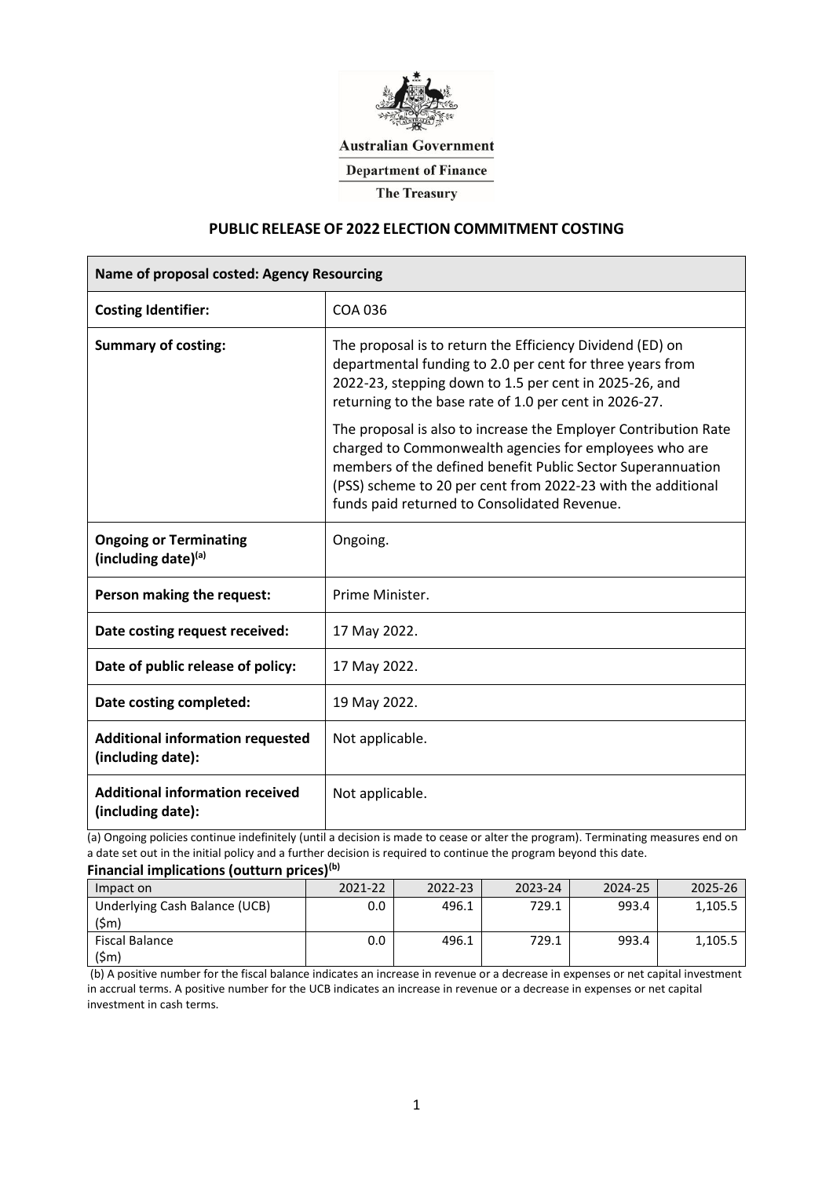Australian Government

Department of Finance

The Treasury

# PUBLIC RELEASE OF 2022 ELECTION COMMITMENT COSTING

| **Name of proposal costed: Agency Resourcing** | |
|---|---|
| **Costing Identifier:** | COA 036 |
| **Summary of costing:** | The proposal is to return the Efficiency Dividend (ED) on departmental funding to 2.0 per cent for three years from 2022-23, stepping down to 1.5 per cent in 2025-26, and returning to the base rate of 1.0 per cent in 2026-27.<br><br>The proposal is also to increase the Employer Contribution Rate charged to Commonwealth agencies for employees who are members of the defined benefit Public Sector Superannuation (PSS) scheme to 20 per cent from 2022-23 with the additional funds paid returned to Consolidated Revenue. |
| **Ongoing or Terminating (including date)[(a)]** | Ongoing. |
| **Person making the request:** | Prime Minister. |
| **Date costing request received:** | 17 May 2022. |
| **Date of public release of policy:** | 17 May 2022. |
| **Date costing completed:** | 19 May 2022. |
| **Additional information requested (including date):** | Not applicable. |
| **Additional information received (including date):** | Not applicable. |

(a) Ongoing policies continue indefinitely (until a decision is made to cease or alter the program). Terminating measures end on a date set out in the initial policy and a further decision is required to continue the program beyond this date.

**Financial implications (outturn prices)[(b)]**

| Impact on | 2021-22 | 2022-23 | 2023-24 | 2024-25 | 2025-26 |
|---|---|---|---|---|---|
| Underlying Cash Balance (UCB) ($m) | 0.0 | 496.1 | 729.1 | 993.4 | 1,105.5 |
| Fiscal Balance ($m) | 0.0 | 496.1 | 729.1 | 993.4 | 1,105.5 |

(b) A positive number for the fiscal balance indicates an increase in revenue or a decrease in expenses or net capital investment in accrual terms. A positive number for the UCB indicates an increase in revenue or a decrease in expenses or net capital investment in cash terms.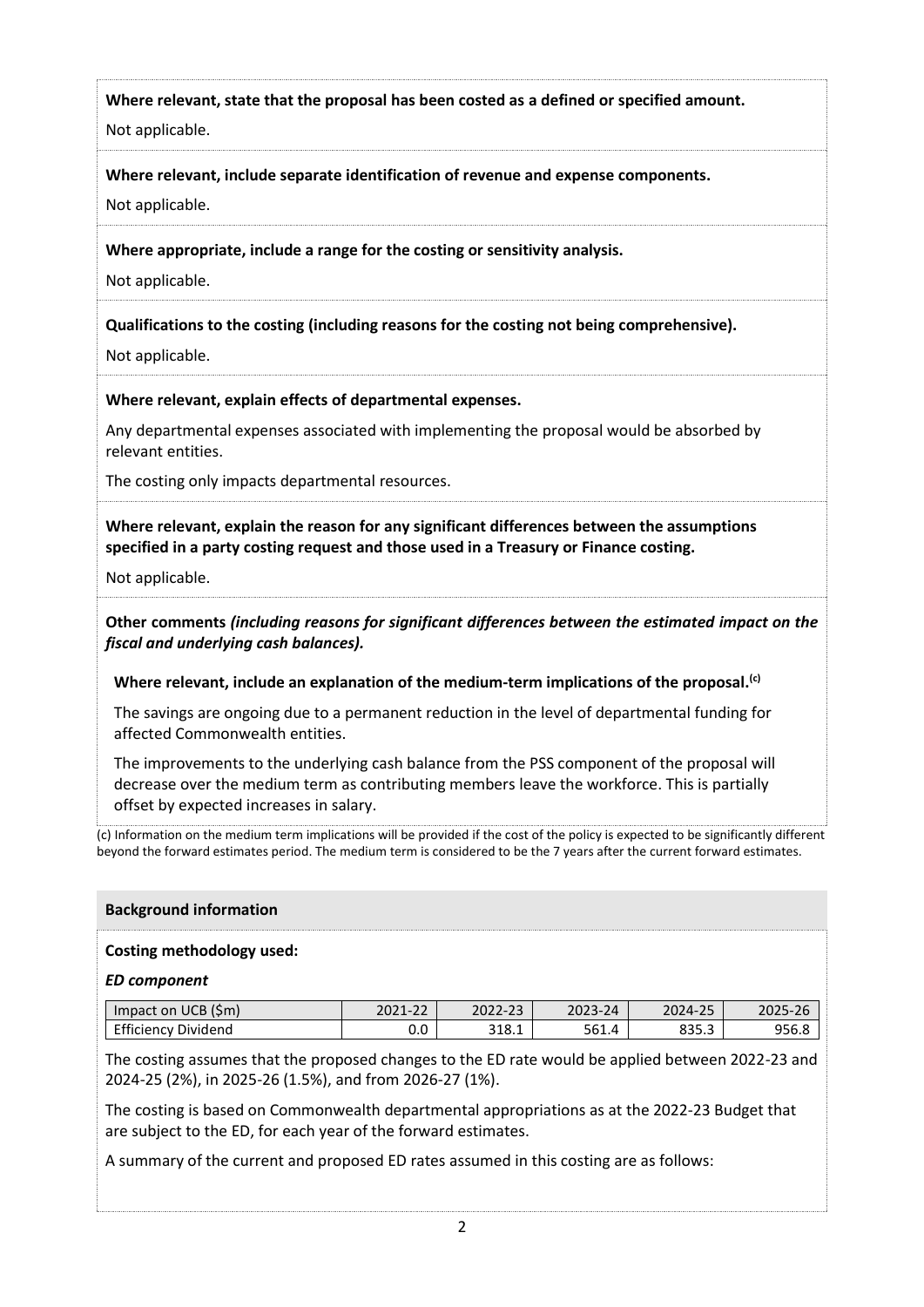**Where relevant, state that the proposal has been costed as a defined or specified amount.**

Not applicable.

**Where relevant, include separate identification of revenue and expense components.**

Not applicable.

**Where appropriate, include a range for the costing or sensitivity analysis.**

Not applicable.

**Qualifications to the costing (including reasons for the costing not being comprehensive).**

Not applicable.

**Where relevant, explain effects of departmental expenses.**

Any departmental expenses associated with implementing the proposal would be absorbed by relevant entities.

The costing only impacts departmental resources.

**Where relevant, explain the reason for any significant differences between the assumptions specified in a party costing request and those used in a Treasury or Finance costing.**

Not applicable.

**Other comments** ***(including reasons for significant differences between the estimated impact on the fiscal and underlying cash balances).***

**Where relevant, include an explanation of the medium-term implications of the proposal.[c]**

The savings are ongoing due to a permanent reduction in the level of departmental funding for affected Commonwealth entities.

The improvements to the underlying cash balance from the PSS component of the proposal will decrease over the medium term as contributing members leave the workforce. This is partially offset by expected increases in salary.

(c) Information on the medium term implications will be provided if the cost of the policy is expected to be significantly different beyond the forward estimates period. The medium term is considered to be the 7 years after the current forward estimates.

## Background information

**Costing methodology used:**

***ED component***

| Impact on UCB ($m) | 2021-22 | 2022-23 | 2023-24 | 2024-25 | 2025-26 |
|---|---|---|---|---|---|
| Efficiency Dividend | 0.0 | 318.1 | 561.4 | 835.3 | 956.8 |

The costing assumes that the proposed changes to the ED rate would be applied between 2022-23 and 2024-25 (2%), in 2025-26 (1.5%), and from 2026-27 (1%).

The costing is based on Commonwealth departmental appropriations as at the 2022-23 Budget that are subject to the ED, for each year of the forward estimates.

A summary of the current and proposed ED rates assumed in this costing are as follows: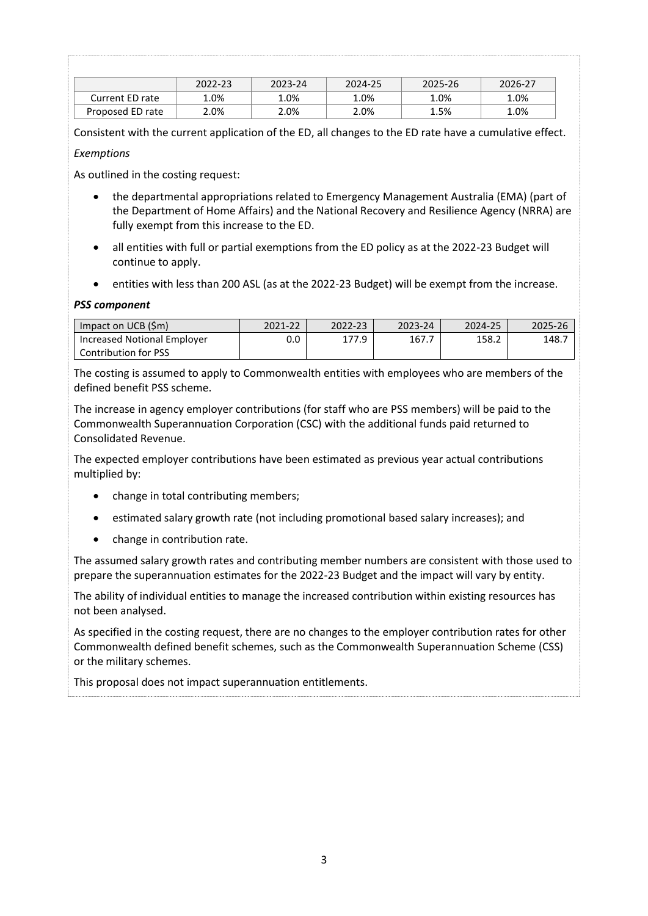| | 2022-23 | 2023-24 | 2024-25 | 2025-26 | 2026-27 |
|---|---|---|---|---|---|
| Current ED rate | 1.0% | 1.0% | 1.0% | 1.0% | 1.0% |
| Proposed ED rate | 2.0% | 2.0% | 2.0% | 1.5% | 1.0% |

Consistent with the current application of the ED, all changes to the ED rate have a cumulative effect.

*Exemptions*

As outlined in the costing request:

- the departmental appropriations related to Emergency Management Australia (EMA) (part of the Department of Home Affairs) and the National Recovery and Resilience Agency (NRRA) are fully exempt from this increase to the ED.
- all entities with full or partial exemptions from the ED policy as at the 2022-23 Budget will continue to apply.
- entities with less than 200 ASL (as at the 2022-23 Budget) will be exempt from the increase.

***PSS component***

| Impact on UCB ($m) | 2021-22 | 2022-23 | 2023-24 | 2024-25 | 2025-26 |
|---|---|---|---|---|---|
| Increased Notional Employer Contribution for PSS | 0.0 | 177.9 | 167.7 | 158.2 | 148.7 |

The costing is assumed to apply to Commonwealth entities with employees who are members of the defined benefit PSS scheme.

The increase in agency employer contributions (for staff who are PSS members) will be paid to the Commonwealth Superannuation Corporation (CSC) with the additional funds paid returned to Consolidated Revenue.

The expected employer contributions have been estimated as previous year actual contributions multiplied by:

- change in total contributing members;
- estimated salary growth rate (not including promotional based salary increases); and
- change in contribution rate.

The assumed salary growth rates and contributing member numbers are consistent with those used to prepare the superannuation estimates for the 2022-23 Budget and the impact will vary by entity.

The ability of individual entities to manage the increased contribution within existing resources has not been analysed.

As specified in the costing request, there are no changes to the employer contribution rates for other Commonwealth defined benefit schemes, such as the Commonwealth Superannuation Scheme (CSS) or the military schemes.

This proposal does not impact superannuation entitlements.